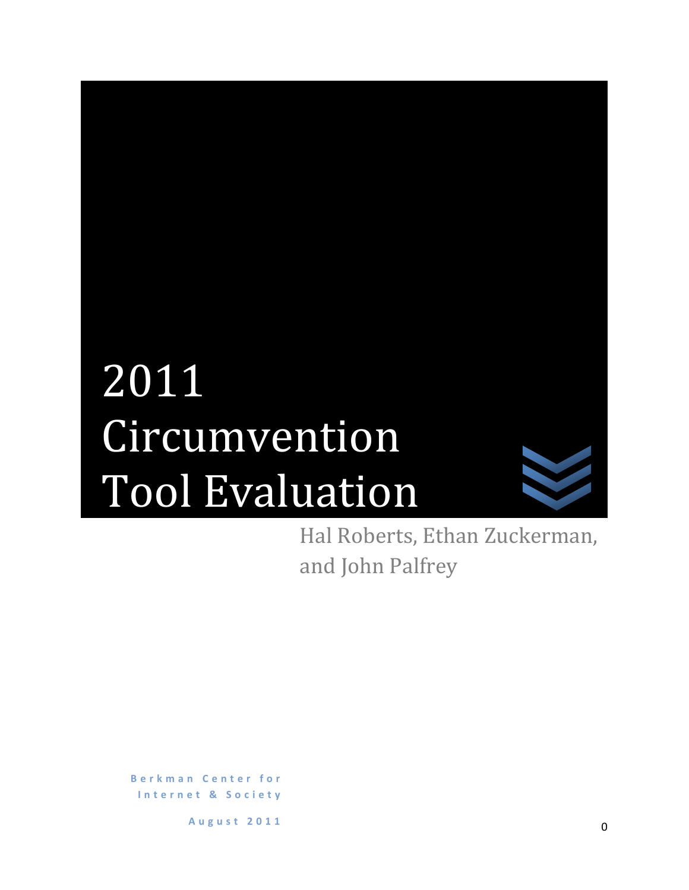# 2011 Circumvention Tool Evaluation

Hal Roberts, Ethan Zuckerman, and John Palfrey

Berkman Center for Internet & Society

August 2011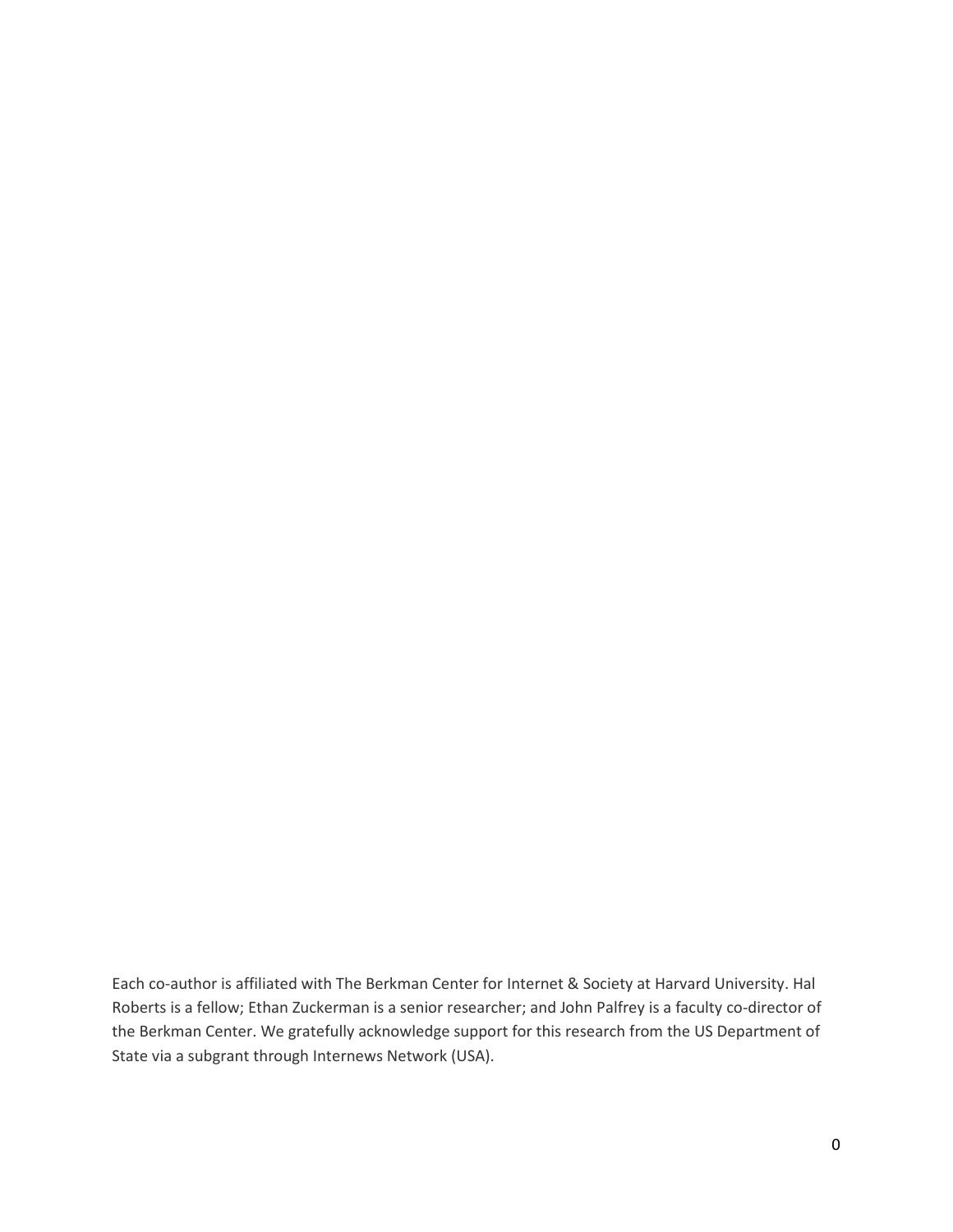Each co-author is affiliated with The Berkman Center for Internet & Society at Harvard University. Hal Roberts is a fellow; Ethan Zuckerman is a senior researcher; and John Palfrey is a faculty co-director of the Berkman Center. We gratefully acknowledge support for this research from the US Department of State via a subgrant through Internews Network (USA).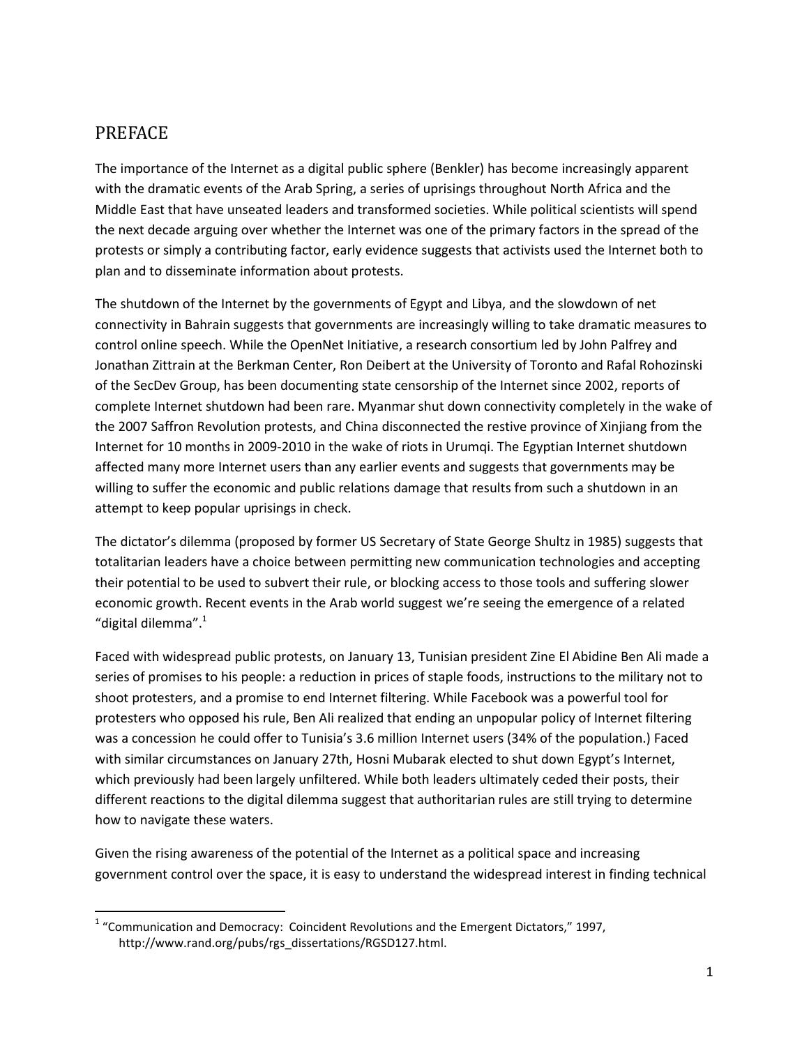## PREFACE

The importance of the Internet as a digital public sphere (Benkler) has become increasingly apparent with the dramatic events of the Arab Spring, a series of uprisings throughout North Africa and the Middle East that have unseated leaders and transformed societies. While political scientists will spend the next decade arguing over whether the Internet was one of the primary factors in the spread of the protests or simply a contributing factor, early evidence suggests that activists used the Internet both to plan and to disseminate information about protests.

The shutdown of the Internet by the governments of Egypt and Libya, and the slowdown of net connectivity in Bahrain suggests that governments are increasingly willing to take dramatic measures to control online speech. While the OpenNet Initiative, a research consortium led by John Palfrey and Jonathan Zittrain at the Berkman Center, Ron Deibert at the University of Toronto and Rafal Rohozinski of the SecDev Group, has been documenting state censorship of the Internet since 2002, reports of complete Internet shutdown had been rare. Myanmar shut down connectivity completely in the wake of the 2007 Saffron Revolution protests, and China disconnected the restive province of Xinjiang from the Internet for 10 months in 2009-2010 in the wake of riots in Urumqi. The Egyptian Internet shutdown affected many more Internet users than any earlier events and suggests that governments may be willing to suffer the economic and public relations damage that results from such a shutdown in an attempt to keep popular uprisings in check.

The dictator's dilemma (proposed by former US Secretary of State George Shultz in 1985) suggests that totalitarian leaders have a choice between permitting new communication technologies and accepting their potential to be used to subvert their rule, or blocking access to those tools and suffering slower economic growth. Recent events in the Arab world suggest we're seeing the emergence of a related "digital dilemma".[1]

Faced with widespread public protests, on January 13, Tunisian president Zine El Abidine Ben Ali made a series of promises to his people: a reduction in prices of staple foods, instructions to the military not to shoot protesters, and a promise to end Internet filtering. While Facebook was a powerful tool for protesters who opposed his rule, Ben Ali realized that ending an unpopular policy of Internet filtering was a concession he could offer to Tunisia's 3.6 million Internet users (34% of the population.) Faced with similar circumstances on January 27th, Hosni Mubarak elected to shut down Egypt's Internet, which previously had been largely unfiltered. While both leaders ultimately ceded their posts, their different reactions to the digital dilemma suggest that authoritarian rules are still trying to determine how to navigate these waters.

Given the rising awareness of the potential of the Internet as a political space and increasing government control over the space, it is easy to understand the widespread interest in finding technical

---

[1] "Communication and Democracy: Coincident Revolutions and the Emergent Dictators," 1997, http://www.rand.org/pubs/rgs_dissertations/RGSD127.html.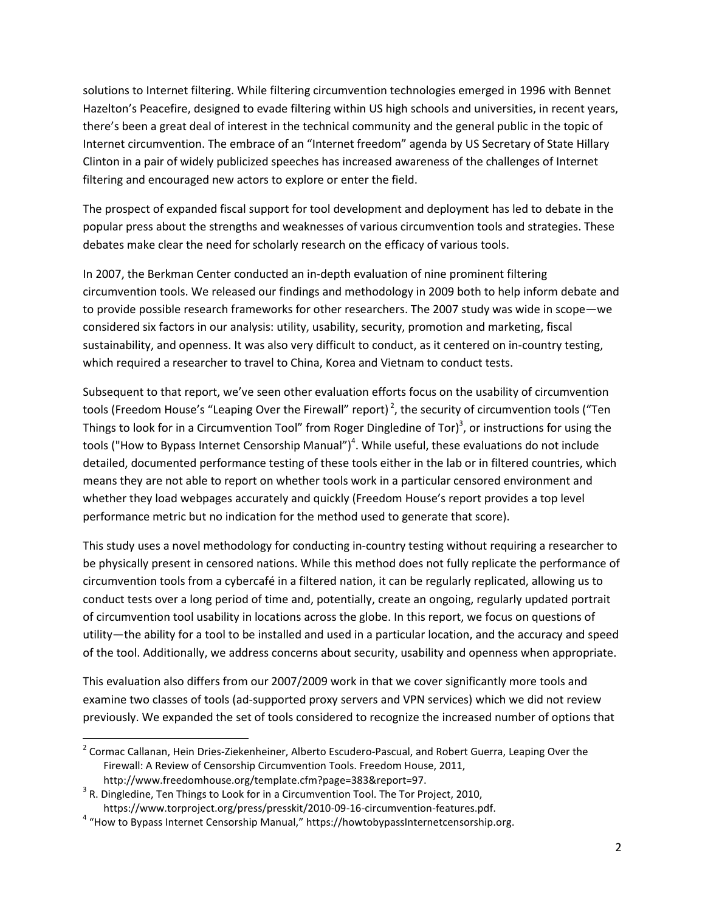solutions to Internet filtering. While filtering circumvention technologies emerged in 1996 with Bennet Hazelton's Peacefire, designed to evade filtering within US high schools and universities, in recent years, there's been a great deal of interest in the technical community and the general public in the topic of Internet circumvention. The embrace of an "Internet freedom" agenda by US Secretary of State Hillary Clinton in a pair of widely publicized speeches has increased awareness of the challenges of Internet filtering and encouraged new actors to explore or enter the field.

The prospect of expanded fiscal support for tool development and deployment has led to debate in the popular press about the strengths and weaknesses of various circumvention tools and strategies. These debates make clear the need for scholarly research on the efficacy of various tools.

In 2007, the Berkman Center conducted an in-depth evaluation of nine prominent filtering circumvention tools. We released our findings and methodology in 2009 both to help inform debate and to provide possible research frameworks for other researchers. The 2007 study was wide in scope—we considered six factors in our analysis: utility, usability, security, promotion and marketing, fiscal sustainability, and openness. It was also very difficult to conduct, as it centered on in-country testing, which required a researcher to travel to China, Korea and Vietnam to conduct tests.

Subsequent to that report, we've seen other evaluation efforts focus on the usability of circumvention tools (Freedom House's "Leaping Over the Firewall" report)[2], the security of circumvention tools ("Ten Things to look for in a Circumvention Tool" from Roger Dingledine of Tor)[3], or instructions for using the tools ("How to Bypass Internet Censorship Manual")[4]. While useful, these evaluations do not include detailed, documented performance testing of these tools either in the lab or in filtered countries, which means they are not able to report on whether tools work in a particular censored environment and whether they load webpages accurately and quickly (Freedom House's report provides a top level performance metric but no indication for the method used to generate that score).

This study uses a novel methodology for conducting in-country testing without requiring a researcher to be physically present in censored nations. While this method does not fully replicate the performance of circumvention tools from a cybercafé in a filtered nation, it can be regularly replicated, allowing us to conduct tests over a long period of time and, potentially, create an ongoing, regularly updated portrait of circumvention tool usability in locations across the globe. In this report, we focus on questions of utility—the ability for a tool to be installed and used in a particular location, and the accuracy and speed of the tool. Additionally, we address concerns about security, usability and openness when appropriate.

This evaluation also differs from our 2007/2009 work in that we cover significantly more tools and examine two classes of tools (ad-supported proxy servers and VPN services) which we did not review previously. We expanded the set of tools considered to recognize the increased number of options that

[2] Cormac Callanan, Hein Dries-Ziekenheiner, Alberto Escudero-Pascual, and Robert Guerra, Leaping Over the Firewall: A Review of Censorship Circumvention Tools. Freedom House, 2011, http://www.freedomhouse.org/template.cfm?page=383&report=97.

[3] R. Dingledine, Ten Things to Look for in a Circumvention Tool. The Tor Project, 2010, https://www.torproject.org/press/presskit/2010-09-16-circumvention-features.pdf.

[4] "How to Bypass Internet Censorship Manual," https://howtobypassInternetcensorship.org.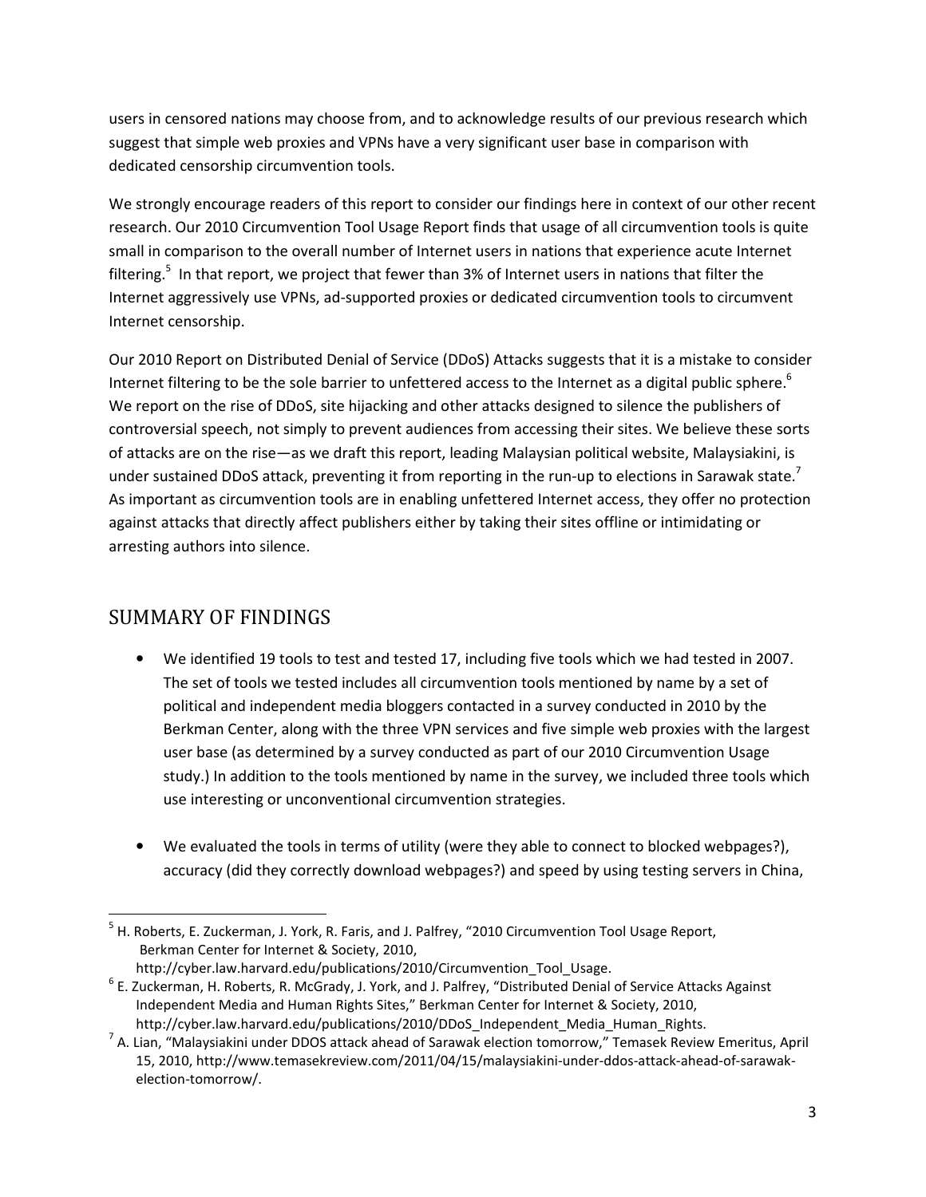users in censored nations may choose from, and to acknowledge results of our previous research which suggest that simple web proxies and VPNs have a very significant user base in comparison with dedicated censorship circumvention tools.

We strongly encourage readers of this report to consider our findings here in context of our other recent research. Our 2010 Circumvention Tool Usage Report finds that usage of all circumvention tools is quite small in comparison to the overall number of Internet users in nations that experience acute Internet filtering.[5] In that report, we project that fewer than 3% of Internet users in nations that filter the Internet aggressively use VPNs, ad-supported proxies or dedicated circumvention tools to circumvent Internet censorship.

Our 2010 Report on Distributed Denial of Service (DDoS) Attacks suggests that it is a mistake to consider Internet filtering to be the sole barrier to unfettered access to the Internet as a digital public sphere.[6] We report on the rise of DDoS, site hijacking and other attacks designed to silence the publishers of controversial speech, not simply to prevent audiences from accessing their sites. We believe these sorts of attacks are on the rise—as we draft this report, leading Malaysian political website, Malaysiakini, is under sustained DDoS attack, preventing it from reporting in the run-up to elections in Sarawak state.[7] As important as circumvention tools are in enabling unfettered Internet access, they offer no protection against attacks that directly affect publishers either by taking their sites offline or intimidating or arresting authors into silence.

## SUMMARY OF FINDINGS

- We identified 19 tools to test and tested 17, including five tools which we had tested in 2007. The set of tools we tested includes all circumvention tools mentioned by name by a set of political and independent media bloggers contacted in a survey conducted in 2010 by the Berkman Center, along with the three VPN services and five simple web proxies with the largest user base (as determined by a survey conducted as part of our 2010 Circumvention Usage study.) In addition to the tools mentioned by name in the survey, we included three tools which use interesting or unconventional circumvention strategies.

- We evaluated the tools in terms of utility (were they able to connect to blocked webpages?), accuracy (did they correctly download webpages?) and speed by using testing servers in China,

---

[5] H. Roberts, E. Zuckerman, J. York, R. Faris, and J. Palfrey, "2010 Circumvention Tool Usage Report, Berkman Center for Internet & Society, 2010, http://cyber.law.harvard.edu/publications/2010/Circumvention_Tool_Usage.

[6] E. Zuckerman, H. Roberts, R. McGrady, J. York, J. Palfrey, "Distributed Denial of Service Attacks Against Independent Media and Human Rights Sites," Berkman Center for Internet & Society, 2010, http://cyber.law.harvard.edu/publications/2010/DDoS_Independent_Media_Human_Rights.

[7] A. Lian, "Malaysiakini under DDOS attack ahead of Sarawak election tomorrow," Temasek Review Emeritus, April 15, 2010, http://www.temasekreview.com/2011/04/15/malaysiakini-under-ddos-attack-ahead-of-sarawak-election-tomorrow/.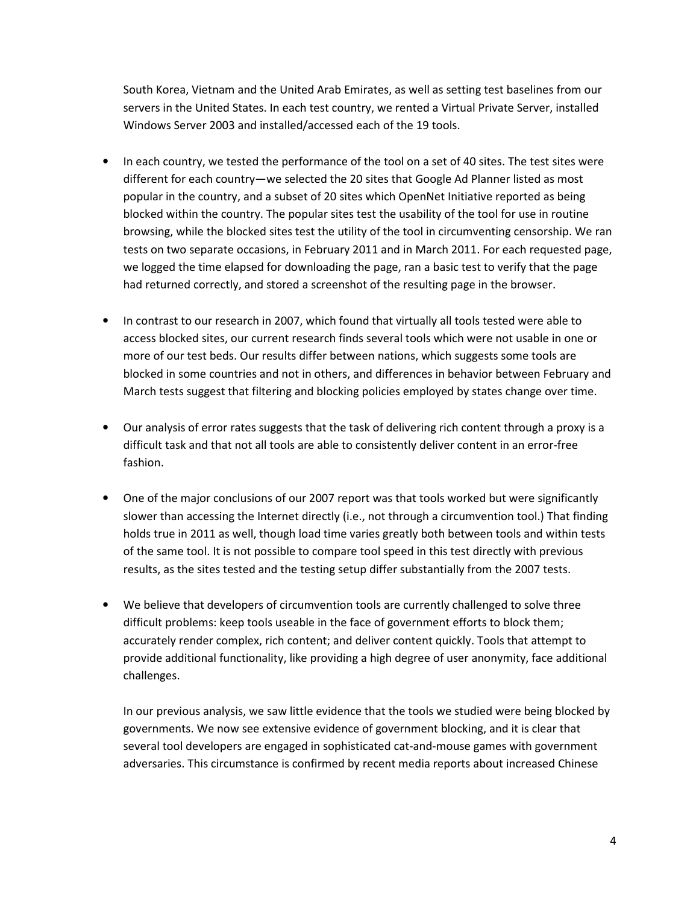South Korea, Vietnam and the United Arab Emirates, as well as setting test baselines from our servers in the United States. In each test country, we rented a Virtual Private Server, installed Windows Server 2003 and installed/accessed each of the 19 tools.

- In each country, we tested the performance of the tool on a set of 40 sites. The test sites were different for each country—we selected the 20 sites that Google Ad Planner listed as most popular in the country, and a subset of 20 sites which OpenNet Initiative reported as being blocked within the country. The popular sites test the usability of the tool for use in routine browsing, while the blocked sites test the utility of the tool in circumventing censorship. We ran tests on two separate occasions, in February 2011 and in March 2011. For each requested page, we logged the time elapsed for downloading the page, ran a basic test to verify that the page had returned correctly, and stored a screenshot of the resulting page in the browser.

- In contrast to our research in 2007, which found that virtually all tools tested were able to access blocked sites, our current research finds several tools which were not usable in one or more of our test beds. Our results differ between nations, which suggests some tools are blocked in some countries and not in others, and differences in behavior between February and March tests suggest that filtering and blocking policies employed by states change over time.

- Our analysis of error rates suggests that the task of delivering rich content through a proxy is a difficult task and that not all tools are able to consistently deliver content in an error-free fashion.

- One of the major conclusions of our 2007 report was that tools worked but were significantly slower than accessing the Internet directly (i.e., not through a circumvention tool.) That finding holds true in 2011 as well, though load time varies greatly both between tools and within tests of the same tool. It is not possible to compare tool speed in this test directly with previous results, as the sites tested and the testing setup differ substantially from the 2007 tests.

- We believe that developers of circumvention tools are currently challenged to solve three difficult problems: keep tools useable in the face of government efforts to block them; accurately render complex, rich content; and deliver content quickly. Tools that attempt to provide additional functionality, like providing a high degree of user anonymity, face additional challenges.

  In our previous analysis, we saw little evidence that the tools we studied were being blocked by governments. We now see extensive evidence of government blocking, and it is clear that several tool developers are engaged in sophisticated cat-and-mouse games with government adversaries. This circumstance is confirmed by recent media reports about increased Chinese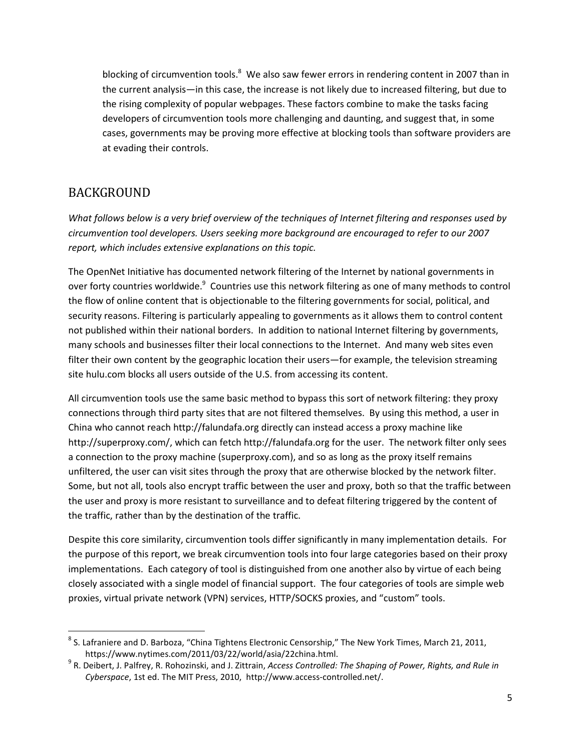blocking of circumvention tools.[8] We also saw fewer errors in rendering content in 2007 than in the current analysis—in this case, the increase is not likely due to increased filtering, but due to the rising complexity of popular webpages. These factors combine to make the tasks facing developers of circumvention tools more challenging and daunting, and suggest that, in some cases, governments may be proving more effective at blocking tools than software providers are at evading their controls.

## BACKGROUND

*What follows below is a very brief overview of the techniques of Internet filtering and responses used by circumvention tool developers. Users seeking more background are encouraged to refer to our 2007 report, which includes extensive explanations on this topic.*

The OpenNet Initiative has documented network filtering of the Internet by national governments in over forty countries worldwide.[9] Countries use this network filtering as one of many methods to control the flow of online content that is objectionable to the filtering governments for social, political, and security reasons. Filtering is particularly appealing to governments as it allows them to control content not published within their national borders. In addition to national Internet filtering by governments, many schools and businesses filter their local connections to the Internet. And many web sites even filter their own content by the geographic location their users—for example, the television streaming site hulu.com blocks all users outside of the U.S. from accessing its content.

All circumvention tools use the same basic method to bypass this sort of network filtering: they proxy connections through third party sites that are not filtered themselves. By using this method, a user in China who cannot reach http://falundafa.org directly can instead access a proxy machine like http://superproxy.com/, which can fetch http://falundafa.org for the user. The network filter only sees a connection to the proxy machine (superproxy.com), and so as long as the proxy itself remains unfiltered, the user can visit sites through the proxy that are otherwise blocked by the network filter. Some, but not all, tools also encrypt traffic between the user and proxy, both so that the traffic between the user and proxy is more resistant to surveillance and to defeat filtering triggered by the content of the traffic, rather than by the destination of the traffic.

Despite this core similarity, circumvention tools differ significantly in many implementation details. For the purpose of this report, we break circumvention tools into four large categories based on their proxy implementations. Each category of tool is distinguished from one another also by virtue of each being closely associated with a single model of financial support. The four categories of tools are simple web proxies, virtual private network (VPN) services, HTTP/SOCKS proxies, and "custom" tools.

---

[8] S. Lafraniere and D. Barboza, "China Tightens Electronic Censorship," The New York Times, March 21, 2011, https://www.nytimes.com/2011/03/22/world/asia/22china.html.

[9] R. Deibert, J. Palfrey, R. Rohozinski, and J. Zittrain, *Access Controlled: The Shaping of Power, Rights, and Rule in Cyberspace*, 1st ed. The MIT Press, 2010, http://www.access-controlled.net/.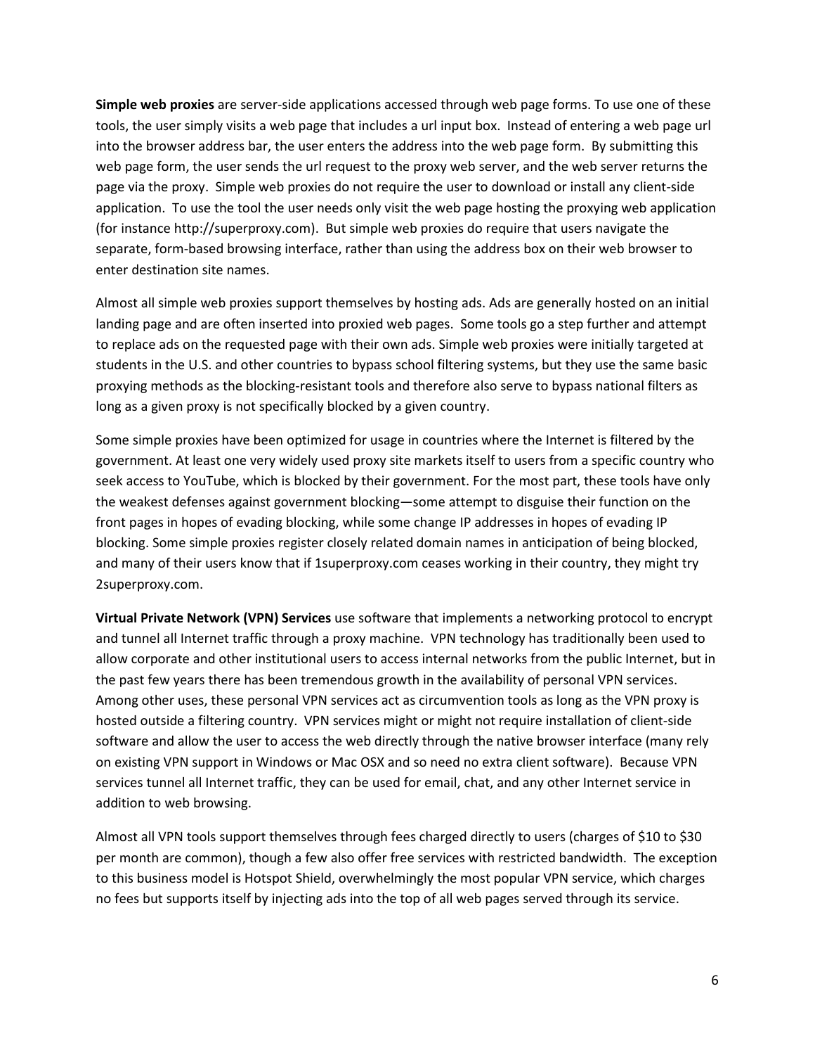**Simple web proxies** are server-side applications accessed through web page forms. To use one of these tools, the user simply visits a web page that includes a url input box. Instead of entering a web page url into the browser address bar, the user enters the address into the web page form. By submitting this web page form, the user sends the url request to the proxy web server, and the web server returns the page via the proxy. Simple web proxies do not require the user to download or install any client-side application. To use the tool the user needs only visit the web page hosting the proxying web application (for instance http://superproxy.com). But simple web proxies do require that users navigate the separate, form-based browsing interface, rather than using the address box on their web browser to enter destination site names.

Almost all simple web proxies support themselves by hosting ads. Ads are generally hosted on an initial landing page and are often inserted into proxied web pages. Some tools go a step further and attempt to replace ads on the requested page with their own ads. Simple web proxies were initially targeted at students in the U.S. and other countries to bypass school filtering systems, but they use the same basic proxying methods as the blocking-resistant tools and therefore also serve to bypass national filters as long as a given proxy is not specifically blocked by a given country.

Some simple proxies have been optimized for usage in countries where the Internet is filtered by the government. At least one very widely used proxy site markets itself to users from a specific country who seek access to YouTube, which is blocked by their government. For the most part, these tools have only the weakest defenses against government blocking—some attempt to disguise their function on the front pages in hopes of evading blocking, while some change IP addresses in hopes of evading IP blocking. Some simple proxies register closely related domain names in anticipation of being blocked, and many of their users know that if 1superproxy.com ceases working in their country, they might try 2superproxy.com.

**Virtual Private Network (VPN) Services** use software that implements a networking protocol to encrypt and tunnel all Internet traffic through a proxy machine. VPN technology has traditionally been used to allow corporate and other institutional users to access internal networks from the public Internet, but in the past few years there has been tremendous growth in the availability of personal VPN services. Among other uses, these personal VPN services act as circumvention tools as long as the VPN proxy is hosted outside a filtering country. VPN services might or might not require installation of client-side software and allow the user to access the web directly through the native browser interface (many rely on existing VPN support in Windows or Mac OSX and so need no extra client software). Because VPN services tunnel all Internet traffic, they can be used for email, chat, and any other Internet service in addition to web browsing.

Almost all VPN tools support themselves through fees charged directly to users (charges of $10 to $30 per month are common), though a few also offer free services with restricted bandwidth. The exception to this business model is Hotspot Shield, overwhelmingly the most popular VPN service, which charges no fees but supports itself by injecting ads into the top of all web pages served through its service.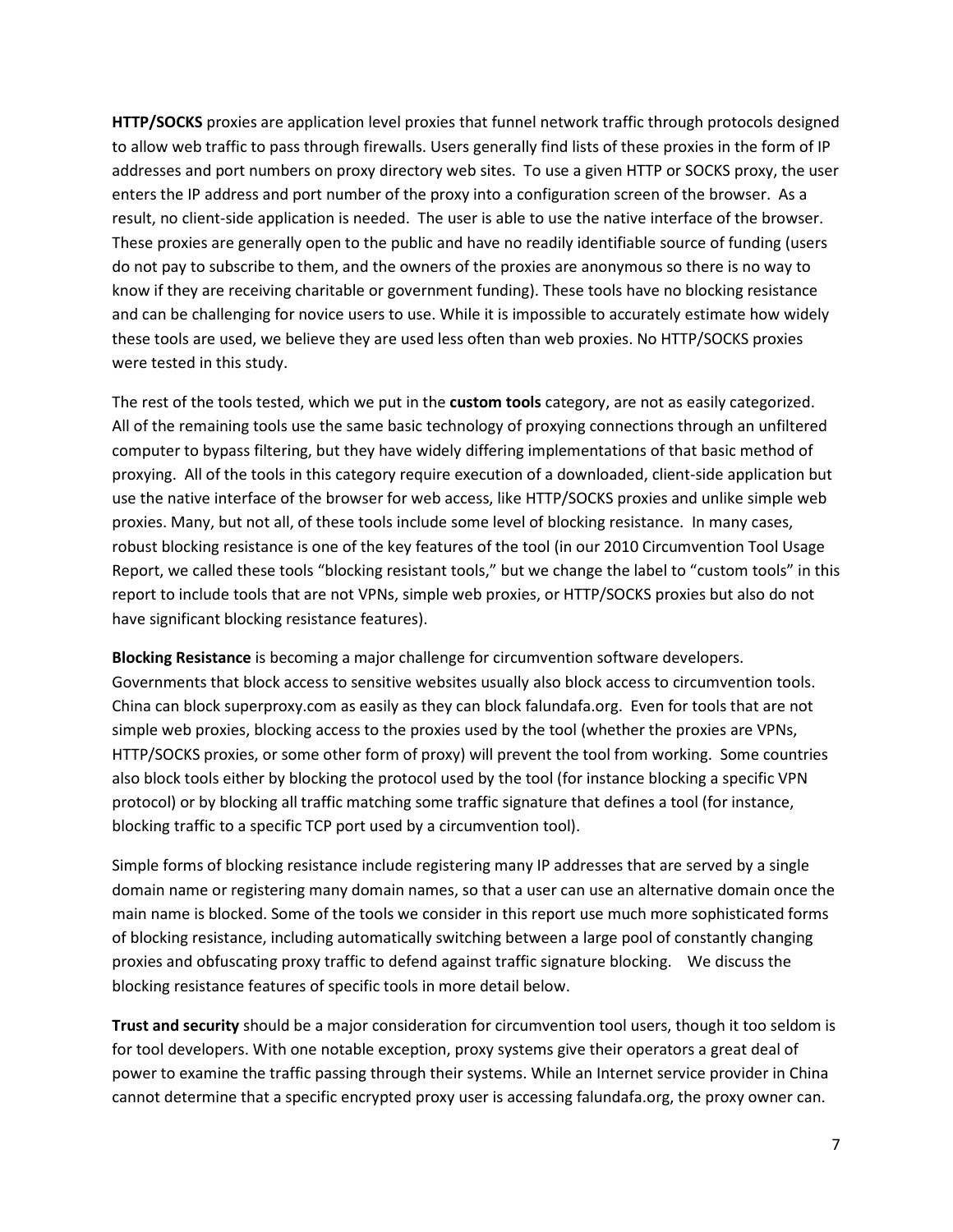**HTTP/SOCKS** proxies are application level proxies that funnel network traffic through protocols designed to allow web traffic to pass through firewalls. Users generally find lists of these proxies in the form of IP addresses and port numbers on proxy directory web sites. To use a given HTTP or SOCKS proxy, the user enters the IP address and port number of the proxy into a configuration screen of the browser. As a result, no client-side application is needed. The user is able to use the native interface of the browser. These proxies are generally open to the public and have no readily identifiable source of funding (users do not pay to subscribe to them, and the owners of the proxies are anonymous so there is no way to know if they are receiving charitable or government funding). These tools have no blocking resistance and can be challenging for novice users to use. While it is impossible to accurately estimate how widely these tools are used, we believe they are used less often than web proxies. No HTTP/SOCKS proxies were tested in this study.

The rest of the tools tested, which we put in the **custom tools** category, are not as easily categorized. All of the remaining tools use the same basic technology of proxying connections through an unfiltered computer to bypass filtering, but they have widely differing implementations of that basic method of proxying. All of the tools in this category require execution of a downloaded, client-side application but use the native interface of the browser for web access, like HTTP/SOCKS proxies and unlike simple web proxies. Many, but not all, of these tools include some level of blocking resistance. In many cases, robust blocking resistance is one of the key features of the tool (in our 2010 Circumvention Tool Usage Report, we called these tools "blocking resistant tools," but we change the label to "custom tools" in this report to include tools that are not VPNs, simple web proxies, or HTTP/SOCKS proxies but also do not have significant blocking resistance features).

**Blocking Resistance** is becoming a major challenge for circumvention software developers. Governments that block access to sensitive websites usually also block access to circumvention tools. China can block superproxy.com as easily as they can block falundafa.org. Even for tools that are not simple web proxies, blocking access to the proxies used by the tool (whether the proxies are VPNs, HTTP/SOCKS proxies, or some other form of proxy) will prevent the tool from working. Some countries also block tools either by blocking the protocol used by the tool (for instance blocking a specific VPN protocol) or by blocking all traffic matching some traffic signature that defines a tool (for instance, blocking traffic to a specific TCP port used by a circumvention tool).

Simple forms of blocking resistance include registering many IP addresses that are served by a single domain name or registering many domain names, so that a user can use an alternative domain once the main name is blocked. Some of the tools we consider in this report use much more sophisticated forms of blocking resistance, including automatically switching between a large pool of constantly changing proxies and obfuscating proxy traffic to defend against traffic signature blocking. We discuss the blocking resistance features of specific tools in more detail below.

**Trust and security** should be a major consideration for circumvention tool users, though it too seldom is for tool developers. With one notable exception, proxy systems give their operators a great deal of power to examine the traffic passing through their systems. While an Internet service provider in China cannot determine that a specific encrypted proxy user is accessing falundafa.org, the proxy owner can.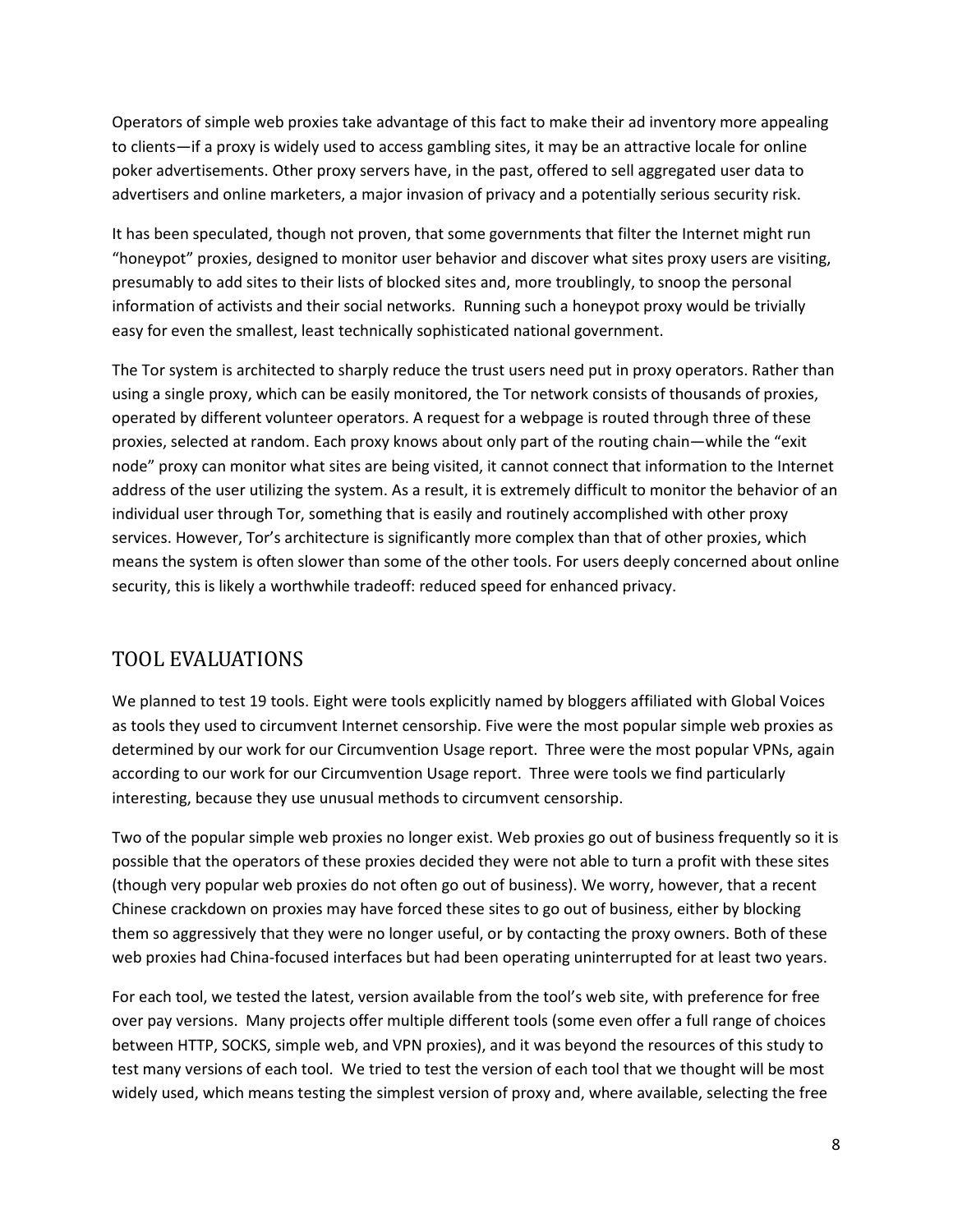Operators of simple web proxies take advantage of this fact to make their ad inventory more appealing to clients—if a proxy is widely used to access gambling sites, it may be an attractive locale for online poker advertisements. Other proxy servers have, in the past, offered to sell aggregated user data to advertisers and online marketers, a major invasion of privacy and a potentially serious security risk.

It has been speculated, though not proven, that some governments that filter the Internet might run "honeypot" proxies, designed to monitor user behavior and discover what sites proxy users are visiting, presumably to add sites to their lists of blocked sites and, more troublingly, to snoop the personal information of activists and their social networks. Running such a honeypot proxy would be trivially easy for even the smallest, least technically sophisticated national government.

The Tor system is architected to sharply reduce the trust users need put in proxy operators. Rather than using a single proxy, which can be easily monitored, the Tor network consists of thousands of proxies, operated by different volunteer operators. A request for a webpage is routed through three of these proxies, selected at random. Each proxy knows about only part of the routing chain—while the "exit node" proxy can monitor what sites are being visited, it cannot connect that information to the Internet address of the user utilizing the system. As a result, it is extremely difficult to monitor the behavior of an individual user through Tor, something that is easily and routinely accomplished with other proxy services. However, Tor's architecture is significantly more complex than that of other proxies, which means the system is often slower than some of the other tools. For users deeply concerned about online security, this is likely a worthwhile tradeoff: reduced speed for enhanced privacy.

## TOOL EVALUATIONS

We planned to test 19 tools. Eight were tools explicitly named by bloggers affiliated with Global Voices as tools they used to circumvent Internet censorship. Five were the most popular simple web proxies as determined by our work for our Circumvention Usage report. Three were the most popular VPNs, again according to our work for our Circumvention Usage report. Three were tools we find particularly interesting, because they use unusual methods to circumvent censorship.

Two of the popular simple web proxies no longer exist. Web proxies go out of business frequently so it is possible that the operators of these proxies decided they were not able to turn a profit with these sites (though very popular web proxies do not often go out of business). We worry, however, that a recent Chinese crackdown on proxies may have forced these sites to go out of business, either by blocking them so aggressively that they were no longer useful, or by contacting the proxy owners. Both of these web proxies had China-focused interfaces but had been operating uninterrupted for at least two years.

For each tool, we tested the latest, version available from the tool's web site, with preference for free over pay versions. Many projects offer multiple different tools (some even offer a full range of choices between HTTP, SOCKS, simple web, and VPN proxies), and it was beyond the resources of this study to test many versions of each tool. We tried to test the version of each tool that we thought will be most widely used, which means testing the simplest version of proxy and, where available, selecting the free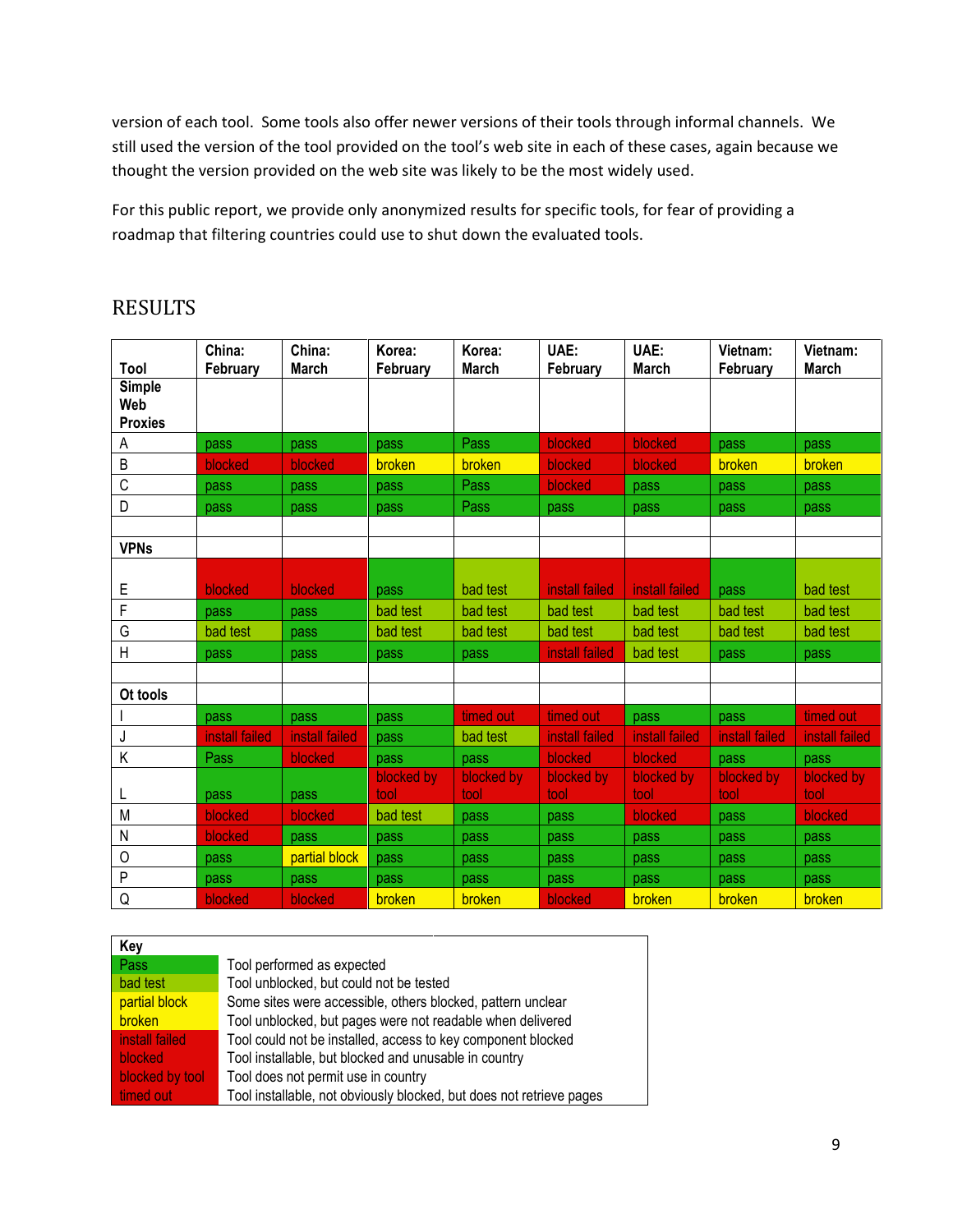version of each tool. Some tools also offer newer versions of their tools through informal channels. We still used the version of the tool provided on the tool's web site in each of these cases, again because we thought the version provided on the web site was likely to be the most widely used.

For this public report, we provide only anonymized results for specific tools, for fear of providing a roadmap that filtering countries could use to shut down the evaluated tools.

# RESULTS

| Tool | China: February | China: March | Korea: February | Korea: March | UAE: February | UAE: March | Vietnam: February | Vietnam: March |
|---|---|---|---|---|---|---|---|---|
| **Simple Web Proxies** | | | | | | | | |
| A | pass | pass | pass | Pass | blocked | blocked | pass | pass |
| B | blocked | blocked | broken | broken | blocked | blocked | broken | broken |
| C | pass | pass | pass | Pass | blocked | pass | pass | pass |
| D | pass | pass | pass | Pass | pass | pass | pass | pass |
| | | | | | | | | |
| **VPNs** | | | | | | | | |
| E | blocked | blocked | pass | bad test | install failed | install failed | pass | bad test |
| F | pass | pass | bad test | bad test | bad test | bad test | bad test | bad test |
| G | bad test | pass | bad test | bad test | bad test | bad test | bad test | bad test |
| H | pass | pass | pass | pass | install failed | bad test | pass | pass |
| | | | | | | | | |
| **Ot tools** | | | | | | | | |
| I | pass | pass | pass | timed out | timed out | pass | pass | timed out |
| J | install failed | install failed | pass | bad test | install failed | install failed | install failed | install failed |
| K | Pass | blocked | pass | pass | blocked | blocked | pass | pass |
| L | pass | pass | blocked by tool | blocked by tool | blocked by tool | blocked by tool | blocked by tool | blocked by tool |
| M | blocked | blocked | bad test | pass | pass | blocked | pass | blocked |
| N | blocked | pass | pass | pass | pass | pass | pass | pass |
| O | pass | partial block | pass | pass | pass | pass | pass | pass |
| P | pass | pass | pass | pass | pass | pass | pass | pass |
| Q | blocked | blocked | broken | broken | blocked | broken | broken | broken |

| Key | |
|---|---|
| Pass | Tool performed as expected |
| bad test | Tool unblocked, but could not be tested |
| partial block | Some sites were accessible, others blocked, pattern unclear |
| broken | Tool unblocked, but pages were not readable when delivered |
| install failed | Tool could not be installed, access to key component blocked |
| blocked | Tool installable, but blocked and unusable in country |
| blocked by tool | Tool does not permit use in country |
| timed out | Tool installable, not obviously blocked, but does not retrieve pages |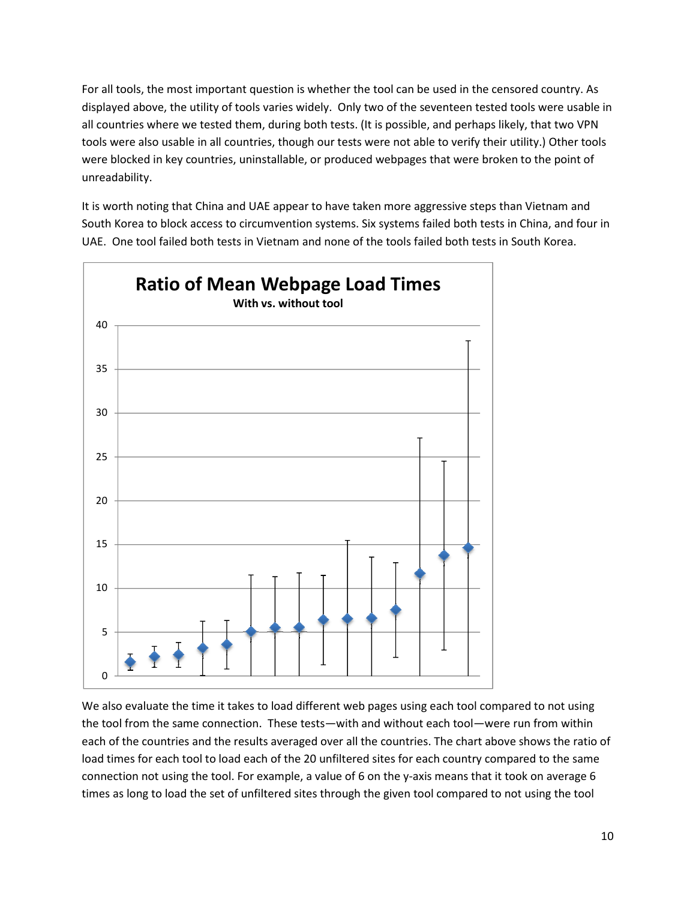For all tools, the most important question is whether the tool can be used in the censored country. As displayed above, the utility of tools varies widely. Only two of the seventeen tested tools were usable in all countries where we tested them, during both tests. (It is possible, and perhaps likely, that two VPN tools were also usable in all countries, though our tests were not able to verify their utility.) Other tools were blocked in key countries, uninstallable, or produced webpages that were broken to the point of unreadability.

It is worth noting that China and UAE appear to have taken more aggressive steps than Vietnam and South Korea to block access to circumvention systems. Six systems failed both tests in China, and four in UAE. One tool failed both tests in Vietnam and none of the tools failed both tests in South Korea.

We also evaluate the time it takes to load different web pages using each tool compared to not using the tool from the same connection. These tests—with and without each tool—were run from within each of the countries and the results averaged over all the countries. The chart above shows the ratio of load times for each tool to load each of the 20 unfiltered sites for each country compared to the same connection not using the tool. For example, a value of 6 on the y-axis means that it took on average 6 times as long to load the set of unfiltered sites through the given tool compared to not using the tool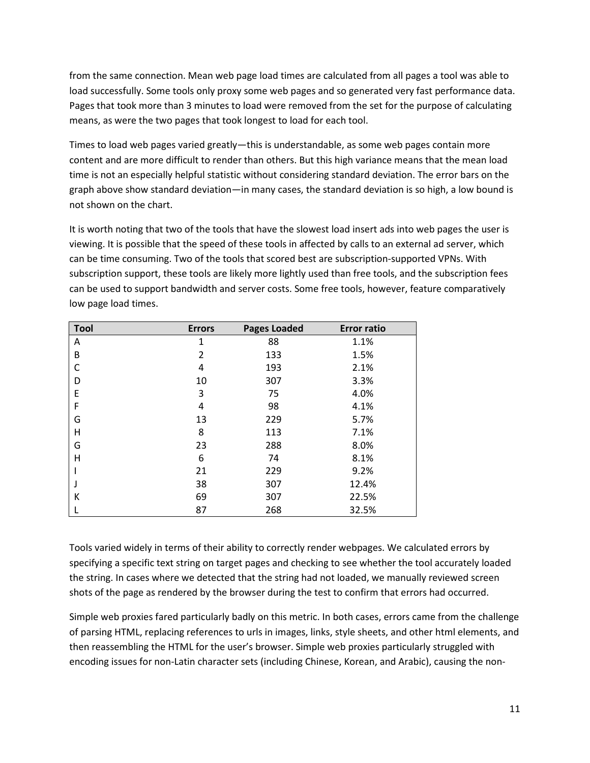from the same connection. Mean web page load times are calculated from all pages a tool was able to load successfully. Some tools only proxy some web pages and so generated very fast performance data. Pages that took more than 3 minutes to load were removed from the set for the purpose of calculating means, as were the two pages that took longest to load for each tool.

Times to load web pages varied greatly—this is understandable, as some web pages contain more content and are more difficult to render than others. But this high variance means that the mean load time is not an especially helpful statistic without considering standard deviation. The error bars on the graph above show standard deviation—in many cases, the standard deviation is so high, a low bound is not shown on the chart.

It is worth noting that two of the tools that have the slowest load insert ads into web pages the user is viewing. It is possible that the speed of these tools in affected by calls to an external ad server, which can be time consuming. Two of the tools that scored best are subscription-supported VPNs. With subscription support, these tools are likely more lightly used than free tools, and the subscription fees can be used to support bandwidth and server costs. Some free tools, however, feature comparatively low page load times.

| Tool | Errors | Pages Loaded | Error ratio |
|---|---|---|---|
| A | 1 | 88 | 1.1% |
| B | 2 | 133 | 1.5% |
| C | 4 | 193 | 2.1% |
| D | 10 | 307 | 3.3% |
| E | 3 | 75 | 4.0% |
| F | 4 | 98 | 4.1% |
| G | 13 | 229 | 5.7% |
| H | 8 | 113 | 7.1% |
| G | 23 | 288 | 8.0% |
| H | 6 | 74 | 8.1% |
| I | 21 | 229 | 9.2% |
| J | 38 | 307 | 12.4% |
| K | 69 | 307 | 22.5% |
| L | 87 | 268 | 32.5% |

Tools varied widely in terms of their ability to correctly render webpages. We calculated errors by specifying a specific text string on target pages and checking to see whether the tool accurately loaded the string. In cases where we detected that the string had not loaded, we manually reviewed screen shots of the page as rendered by the browser during the test to confirm that errors had occurred.

Simple web proxies fared particularly badly on this metric. In both cases, errors came from the challenge of parsing HTML, replacing references to urls in images, links, style sheets, and other html elements, and then reassembling the HTML for the user's browser. Simple web proxies particularly struggled with encoding issues for non-Latin character sets (including Chinese, Korean, and Arabic), causing the non-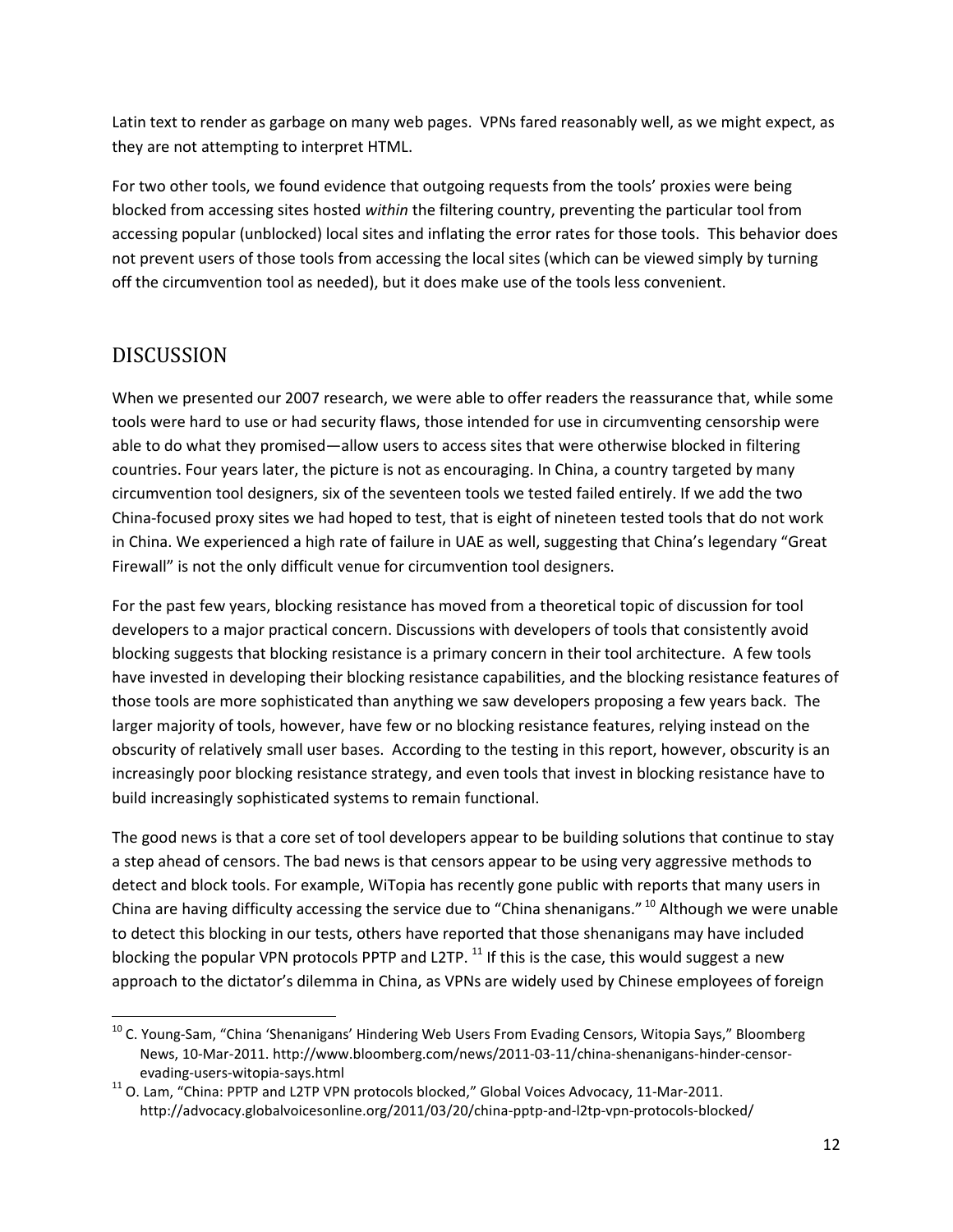Latin text to render as garbage on many web pages. VPNs fared reasonably well, as we might expect, as they are not attempting to interpret HTML.

For two other tools, we found evidence that outgoing requests from the tools' proxies were being blocked from accessing sites hosted *within* the filtering country, preventing the particular tool from accessing popular (unblocked) local sites and inflating the error rates for those tools. This behavior does not prevent users of those tools from accessing the local sites (which can be viewed simply by turning off the circumvention tool as needed), but it does make use of the tools less convenient.

## DISCUSSION

When we presented our 2007 research, we were able to offer readers the reassurance that, while some tools were hard to use or had security flaws, those intended for use in circumventing censorship were able to do what they promised—allow users to access sites that were otherwise blocked in filtering countries. Four years later, the picture is not as encouraging. In China, a country targeted by many circumvention tool designers, six of the seventeen tools we tested failed entirely. If we add the two China-focused proxy sites we had hoped to test, that is eight of nineteen tested tools that do not work in China. We experienced a high rate of failure in UAE as well, suggesting that China's legendary "Great Firewall" is not the only difficult venue for circumvention tool designers.

For the past few years, blocking resistance has moved from a theoretical topic of discussion for tool developers to a major practical concern. Discussions with developers of tools that consistently avoid blocking suggests that blocking resistance is a primary concern in their tool architecture. A few tools have invested in developing their blocking resistance capabilities, and the blocking resistance features of those tools are more sophisticated than anything we saw developers proposing a few years back. The larger majority of tools, however, have few or no blocking resistance features, relying instead on the obscurity of relatively small user bases. According to the testing in this report, however, obscurity is an increasingly poor blocking resistance strategy, and even tools that invest in blocking resistance have to build increasingly sophisticated systems to remain functional.

The good news is that a core set of tool developers appear to be building solutions that continue to stay a step ahead of censors. The bad news is that censors appear to be using very aggressive methods to detect and block tools. For example, WiTopia has recently gone public with reports that many users in China are having difficulty accessing the service due to "China shenanigans." [10] Although we were unable to detect this blocking in our tests, others have reported that those shenanigans may have included blocking the popular VPN protocols PPTP and L2TP. [11] If this is the case, this would suggest a new approach to the dictator's dilemma in China, as VPNs are widely used by Chinese employees of foreign

[10] C. Young-Sam, "China 'Shenanigans' Hindering Web Users From Evading Censors, Witopia Says," Bloomberg News, 10-Mar-2011. http://www.bloomberg.com/news/2011-03-11/china-shenanigans-hinder-censor-evading-users-witopia-says.html

[11] O. Lam, "China: PPTP and L2TP VPN protocols blocked," Global Voices Advocacy, 11-Mar-2011. http://advocacy.globalvoicesonline.org/2011/03/20/china-pptp-and-l2tp-vpn-protocols-blocked/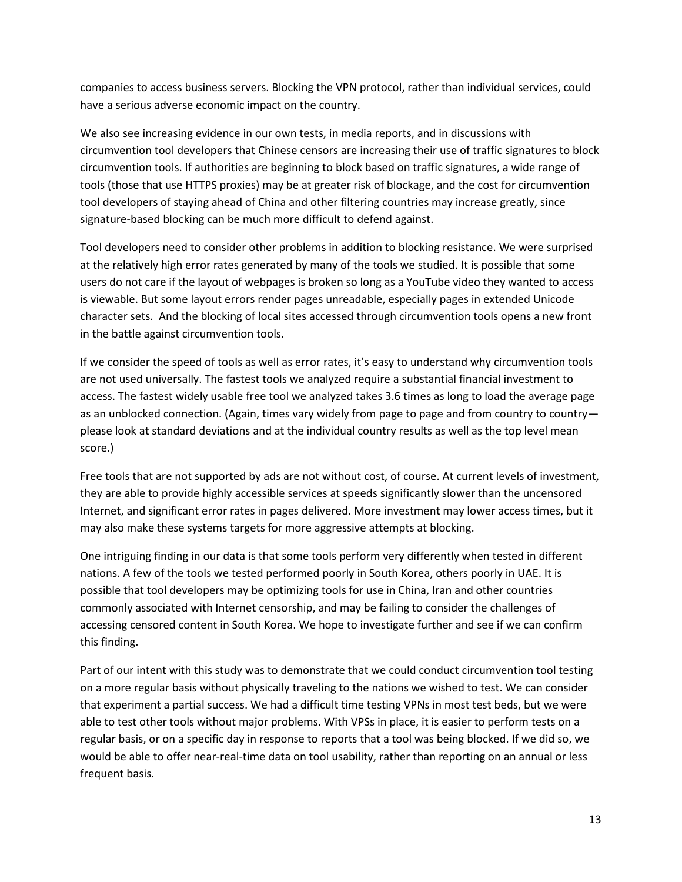companies to access business servers. Blocking the VPN protocol, rather than individual services, could have a serious adverse economic impact on the country.

We also see increasing evidence in our own tests, in media reports, and in discussions with circumvention tool developers that Chinese censors are increasing their use of traffic signatures to block circumvention tools. If authorities are beginning to block based on traffic signatures, a wide range of tools (those that use HTTPS proxies) may be at greater risk of blockage, and the cost for circumvention tool developers of staying ahead of China and other filtering countries may increase greatly, since signature-based blocking can be much more difficult to defend against.

Tool developers need to consider other problems in addition to blocking resistance. We were surprised at the relatively high error rates generated by many of the tools we studied. It is possible that some users do not care if the layout of webpages is broken so long as a YouTube video they wanted to access is viewable. But some layout errors render pages unreadable, especially pages in extended Unicode character sets. And the blocking of local sites accessed through circumvention tools opens a new front in the battle against circumvention tools.

If we consider the speed of tools as well as error rates, it's easy to understand why circumvention tools are not used universally. The fastest tools we analyzed require a substantial financial investment to access. The fastest widely usable free tool we analyzed takes 3.6 times as long to load the average page as an unblocked connection. (Again, times vary widely from page to page and from country to country—please look at standard deviations and at the individual country results as well as the top level mean score.)

Free tools that are not supported by ads are not without cost, of course. At current levels of investment, they are able to provide highly accessible services at speeds significantly slower than the uncensored Internet, and significant error rates in pages delivered. More investment may lower access times, but it may also make these systems targets for more aggressive attempts at blocking.

One intriguing finding in our data is that some tools perform very differently when tested in different nations. A few of the tools we tested performed poorly in South Korea, others poorly in UAE. It is possible that tool developers may be optimizing tools for use in China, Iran and other countries commonly associated with Internet censorship, and may be failing to consider the challenges of accessing censored content in South Korea. We hope to investigate further and see if we can confirm this finding.

Part of our intent with this study was to demonstrate that we could conduct circumvention tool testing on a more regular basis without physically traveling to the nations we wished to test. We can consider that experiment a partial success. We had a difficult time testing VPNs in most test beds, but we were able to test other tools without major problems. With VPSs in place, it is easier to perform tests on a regular basis, or on a specific day in response to reports that a tool was being blocked. If we did so, we would be able to offer near-real-time data on tool usability, rather than reporting on an annual or less frequent basis.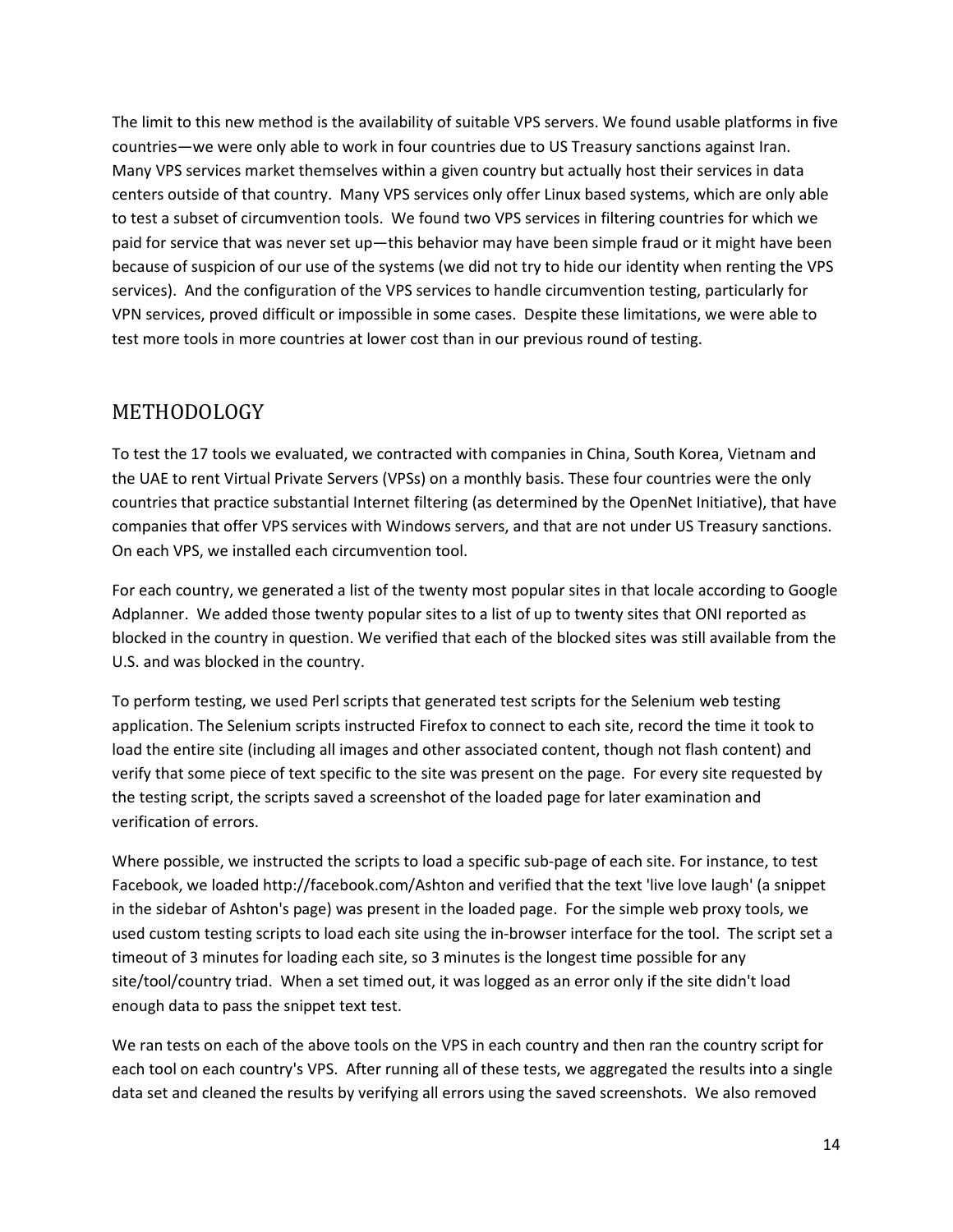The limit to this new method is the availability of suitable VPS servers. We found usable platforms in five countries—we were only able to work in four countries due to US Treasury sanctions against Iran. Many VPS services market themselves within a given country but actually host their services in data centers outside of that country. Many VPS services only offer Linux based systems, which are only able to test a subset of circumvention tools. We found two VPS services in filtering countries for which we paid for service that was never set up—this behavior may have been simple fraud or it might have been because of suspicion of our use of the systems (we did not try to hide our identity when renting the VPS services). And the configuration of the VPS services to handle circumvention testing, particularly for VPN services, proved difficult or impossible in some cases. Despite these limitations, we were able to test more tools in more countries at lower cost than in our previous round of testing.

## METHODOLOGY

To test the 17 tools we evaluated, we contracted with companies in China, South Korea, Vietnam and the UAE to rent Virtual Private Servers (VPSs) on a monthly basis. These four countries were the only countries that practice substantial Internet filtering (as determined by the OpenNet Initiative), that have companies that offer VPS services with Windows servers, and that are not under US Treasury sanctions. On each VPS, we installed each circumvention tool.

For each country, we generated a list of the twenty most popular sites in that locale according to Google Adplanner. We added those twenty popular sites to a list of up to twenty sites that ONI reported as blocked in the country in question. We verified that each of the blocked sites was still available from the U.S. and was blocked in the country.

To perform testing, we used Perl scripts that generated test scripts for the Selenium web testing application. The Selenium scripts instructed Firefox to connect to each site, record the time it took to load the entire site (including all images and other associated content, though not flash content) and verify that some piece of text specific to the site was present on the page. For every site requested by the testing script, the scripts saved a screenshot of the loaded page for later examination and verification of errors.

Where possible, we instructed the scripts to load a specific sub-page of each site. For instance, to test Facebook, we loaded http://facebook.com/Ashton and verified that the text 'live love laugh' (a snippet in the sidebar of Ashton's page) was present in the loaded page. For the simple web proxy tools, we used custom testing scripts to load each site using the in-browser interface for the tool. The script set a timeout of 3 minutes for loading each site, so 3 minutes is the longest time possible for any site/tool/country triad. When a set timed out, it was logged as an error only if the site didn't load enough data to pass the snippet text test.

We ran tests on each of the above tools on the VPS in each country and then ran the country script for each tool on each country's VPS. After running all of these tests, we aggregated the results into a single data set and cleaned the results by verifying all errors using the saved screenshots. We also removed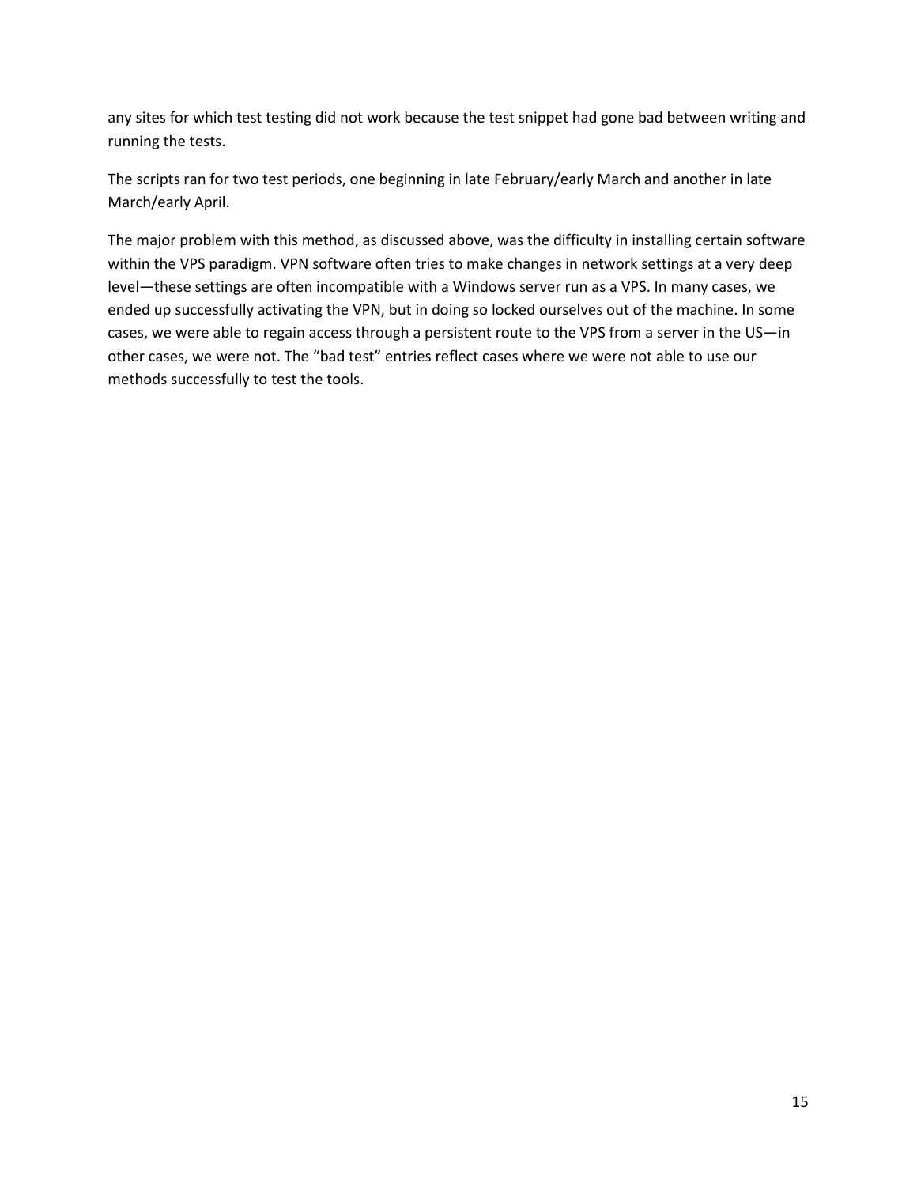any sites for which test testing did not work because the test snippet had gone bad between writing and running the tests.

The scripts ran for two test periods, one beginning in late February/early March and another in late March/early April.

The major problem with this method, as discussed above, was the difficulty in installing certain software within the VPS paradigm. VPN software often tries to make changes in network settings at a very deep level—these settings are often incompatible with a Windows server run as a VPS. In many cases, we ended up successfully activating the VPN, but in doing so locked ourselves out of the machine. In some cases, we were able to regain access through a persistent route to the VPS from a server in the US—in other cases, we were not. The "bad test" entries reflect cases where we were not able to use our methods successfully to test the tools.